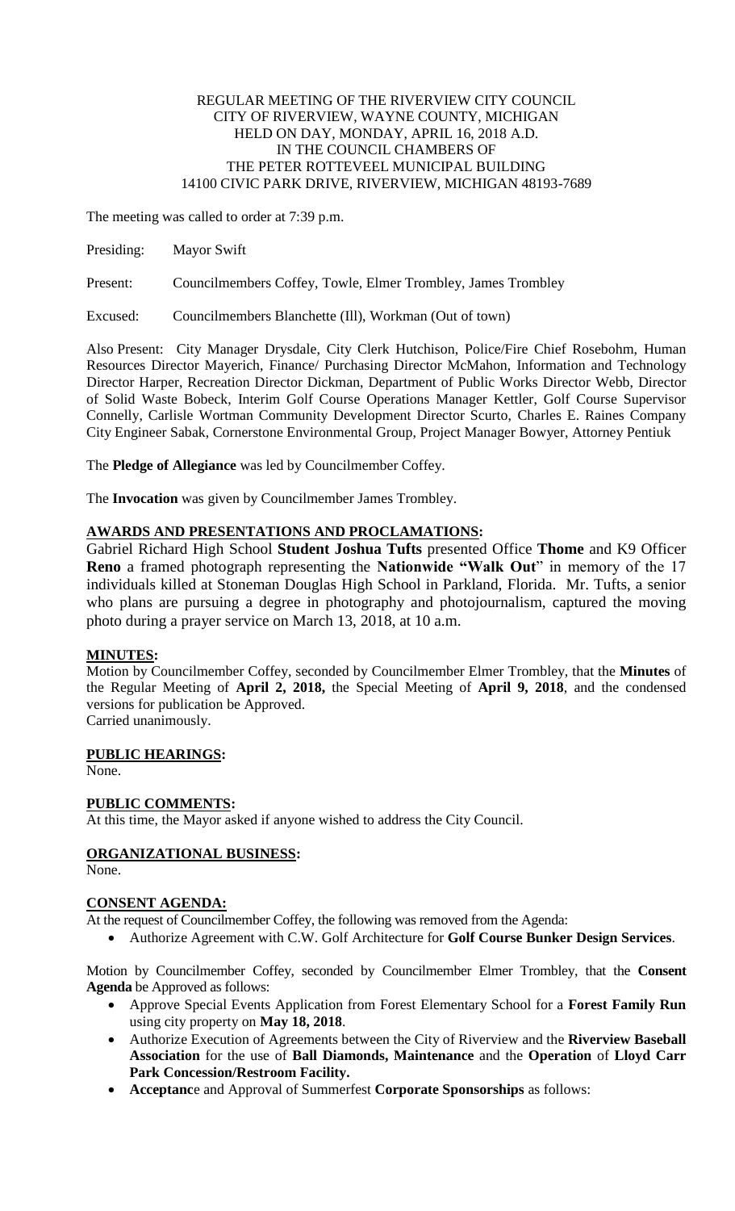REGULAR MEETING OF THE RIVERVIEW CITY COUNCIL
CITY OF RIVERVIEW, WAYNE COUNTY, MICHIGAN
HELD ON DAY, MONDAY, APRIL 16, 2018 A.D.
IN THE COUNCIL CHAMBERS OF
THE PETER ROTTEVEEL MUNICIPAL BUILDING
14100 CIVIC PARK DRIVE, RIVERVIEW, MICHIGAN 48193-7689

The meeting was called to order at 7:39 p.m.

Presiding: Mayor Swift

Present: Councilmembers Coffey, Towle, Elmer Trombley, James Trombley

Excused: Councilmembers Blanchette (Ill), Workman (Out of town)

Also Present: City Manager Drysdale, City Clerk Hutchison, Police/Fire Chief Rosebohm, Human Resources Director Mayerich, Finance/ Purchasing Director McMahon, Information and Technology Director Harper, Recreation Director Dickman, Department of Public Works Director Webb, Director of Solid Waste Bobeck, Interim Golf Course Operations Manager Kettler, Golf Course Supervisor Connelly, Carlisle Wortman Community Development Director Scurto, Charles E. Raines Company City Engineer Sabak, Cornerstone Environmental Group, Project Manager Bowyer, Attorney Pentiuk

The **Pledge of Allegiance** was led by Councilmember Coffey.

The **Invocation** was given by Councilmember James Trombley.

**AWARDS AND PRESENTATIONS AND PROCLAMATIONS:**

Gabriel Richard High School **Student Joshua Tufts** presented Office **Thome** and K9 Officer **Reno** a framed photograph representing the **Nationwide "Walk Out**" in memory of the 17 individuals killed at Stoneman Douglas High School in Parkland, Florida. Mr. Tufts, a senior who plans are pursuing a degree in photography and photojournalism, captured the moving photo during a prayer service on March 13, 2018, at 10 a.m.

**MINUTES:**

Motion by Councilmember Coffey, seconded by Councilmember Elmer Trombley, that the **Minutes** of the Regular Meeting of **April 2, 2018,** the Special Meeting of **April 9, 2018**, and the condensed versions for publication be Approved.
Carried unanimously.

**PUBLIC HEARINGS:**

None.

**PUBLIC COMMENTS:**

At this time, the Mayor asked if anyone wished to address the City Council.

**ORGANIZATIONAL BUSINESS:**

None.

**CONSENT AGENDA:**

At the request of Councilmember Coffey, the following was removed from the Agenda:

- Authorize Agreement with C.W. Golf Architecture for **Golf Course Bunker Design Services**.

Motion by Councilmember Coffey, seconded by Councilmember Elmer Trombley, that the **Consent Agenda** be Approved as follows:

- Approve Special Events Application from Forest Elementary School for a **Forest Family Run** using city property on **May 18, 2018**.
- Authorize Execution of Agreements between the City of Riverview and the **Riverview Baseball Association** for the use of **Ball Diamonds, Maintenance** and the **Operation** of **Lloyd Carr Park Concession/Restroom Facility.**
- **Acceptanc**e and Approval of Summerfest **Corporate Sponsorships** as follows: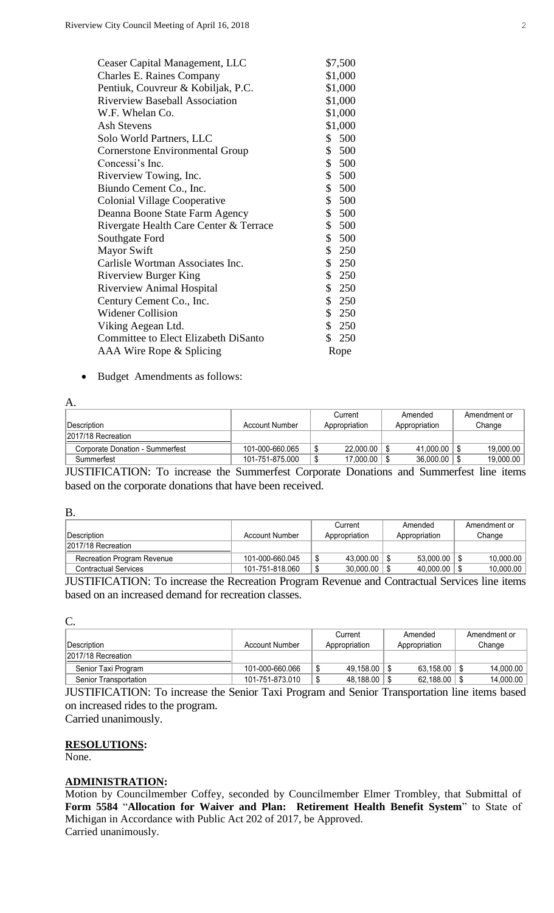| | |
|---|---|
| Ceaser Capital Management, LLC | $7,500 |
| Charles E. Raines Company | $1,000 |
| Pentiuk, Couvreur & Kobiljak, P.C. | $1,000 |
| Riverview Baseball Association | $1,000 |
| W.F. Whelan Co. | $1,000 |
| Ash Stevens | $1,000 |
| Solo World Partners, LLC | $ 500 |
| Cornerstone Environmental Group | $ 500 |
| Concessi's Inc. | $ 500 |
| Riverview Towing, Inc. | $ 500 |
| Biundo Cement Co., Inc. | $ 500 |
| Colonial Village Cooperative | $ 500 |
| Deanna Boone State Farm Agency | $ 500 |
| Rivergate Health Care Center & Terrace | $ 500 |
| Southgate Ford | $ 500 |
| Mayor Swift | $ 250 |
| Carlisle Wortman Associates Inc. | $ 250 |
| Riverview Burger King | $ 250 |
| Riverview Animal Hospital | $ 250 |
| Century Cement Co., Inc. | $ 250 |
| Widener Collision | $ 250 |
| Viking Aegean Ltd. | $ 250 |
| Committee to Elect Elizabeth DiSanto | $ 250 |
| AAA Wire Rope & Splicing | Rope |

- Budget Amendments as follows:

A.

| Description | Account Number | Current Appropriation | Amended Appropriation | Amendment or Change |
|---|---|---|---|---|
| 2017/18 Recreation | | | | |
| Corporate Donation - Summerfest | 101-000-660.065 | $ 22,000.00 | $ 41,000.00 | $ 19,000.00 |
| Summerfest | 101-751-875.000 | $ 17,000.00 | $ 36,000.00 | $ 19,000.00 |

JUSTIFICATION: To increase the Summerfest Corporate Donations and Summerfest line items based on the corporate donations that have been received.

B.

| Description | Account Number | Current Appropriation | Amended Appropriation | Amendment or Change |
|---|---|---|---|---|
| 2017/18 Recreation | | | | |
| Recreation Program Revenue | 101-000-660.045 | $ 43,000.00 | $ 53,000.00 | $ 10,000.00 |
| Contractual Services | 101-751-818.060 | $ 30,000.00 | $ 40,000.00 | $ 10,000.00 |

JUSTIFICATION: To increase the Recreation Program Revenue and Contractual Services line items based on an increased demand for recreation classes.

C.

| Description | Account Number | Current Appropriation | Amended Appropriation | Amendment or Change |
|---|---|---|---|---|
| 2017/18 Recreation | | | | |
| Senior Taxi Program | 101-000-660.066 | $ 49,158.00 | $ 63,158.00 | $ 14,000.00 |
| Senior Transportation | 101-751-873.010 | $ 48,188.00 | $ 62,188.00 | $ 14,000.00 |

JUSTIFICATION: To increase the Senior Taxi Program and Senior Transportation line items based on increased rides to the program.
Carried unanimously.

**RESOLUTIONS:**
None.

**ADMINISTRATION:**
Motion by Councilmember Coffey, seconded by Councilmember Elmer Trombley, that Submittal of **Form 5584** "**Allocation for Waiver and Plan: Retirement Health Benefit System**" to State of Michigan in Accordance with Public Act 202 of 2017, be Approved.
Carried unanimously.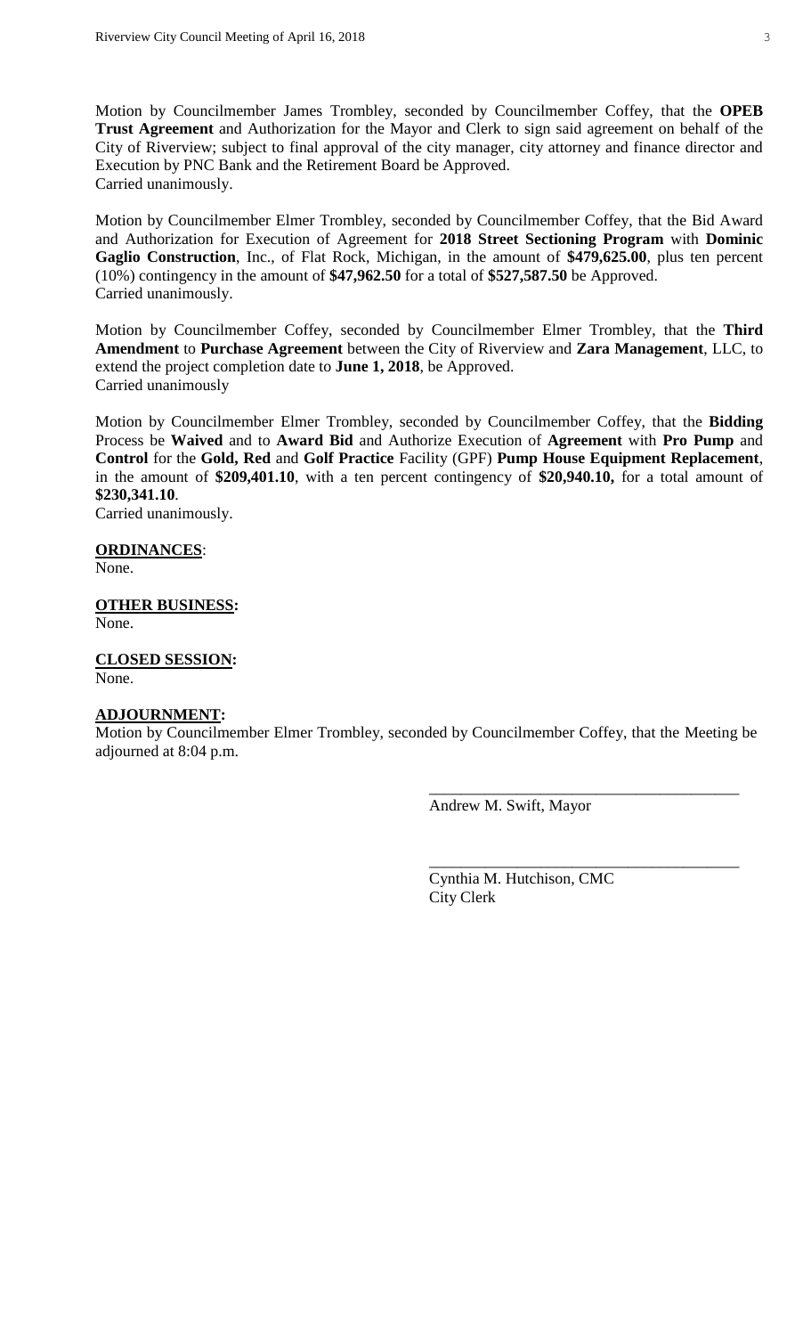Motion by Councilmember James Trombley, seconded by Councilmember Coffey, that the **OPEB Trust Agreement** and Authorization for the Mayor and Clerk to sign said agreement on behalf of the City of Riverview; subject to final approval of the city manager, city attorney and finance director and Execution by PNC Bank and the Retirement Board be Approved.
Carried unanimously.

Motion by Councilmember Elmer Trombley, seconded by Councilmember Coffey, that the Bid Award and Authorization for Execution of Agreement for **2018 Street Sectioning Program** with **Dominic Gaglio Construction**, Inc., of Flat Rock, Michigan, in the amount of **$479,625.00**, plus ten percent (10%) contingency in the amount of **$47,962.50** for a total of **$527,587.50** be Approved.
Carried unanimously.

Motion by Councilmember Coffey, seconded by Councilmember Elmer Trombley, that the **Third Amendment** to **Purchase Agreement** between the City of Riverview and **Zara Management**, LLC, to extend the project completion date to **June 1, 2018**, be Approved.
Carried unanimously

Motion by Councilmember Elmer Trombley, seconded by Councilmember Coffey, that the **Bidding** Process be **Waived** and to **Award Bid** and Authorize Execution of **Agreement** with **Pro Pump** and **Control** for the **Gold, Red** and **Golf Practice** Facility (GPF) **Pump House Equipment Replacement**, in the amount of **$209,401.10**, with a ten percent contingency of **$20,940.10,** for a total amount of **$230,341.10**.
Carried unanimously.

**ORDINANCES**:
None.

**OTHER BUSINESS:**
None.

**CLOSED SESSION:**
None.

**ADJOURNMENT:**
Motion by Councilmember Elmer Trombley, seconded by Councilmember Coffey, that the Meeting be adjourned at 8:04 p.m.

\_\_\_\_\_\_\_\_\_\_\_\_\_\_\_\_\_\_\_\_\_\_\_\_\_\_\_\_\_\_\_\_\_\_\_\_\_\_\_
Andrew M. Swift, Mayor

\_\_\_\_\_\_\_\_\_\_\_\_\_\_\_\_\_\_\_\_\_\_\_\_\_\_\_\_\_\_\_\_\_\_\_\_\_\_\_
Cynthia M. Hutchison, CMC
City Clerk